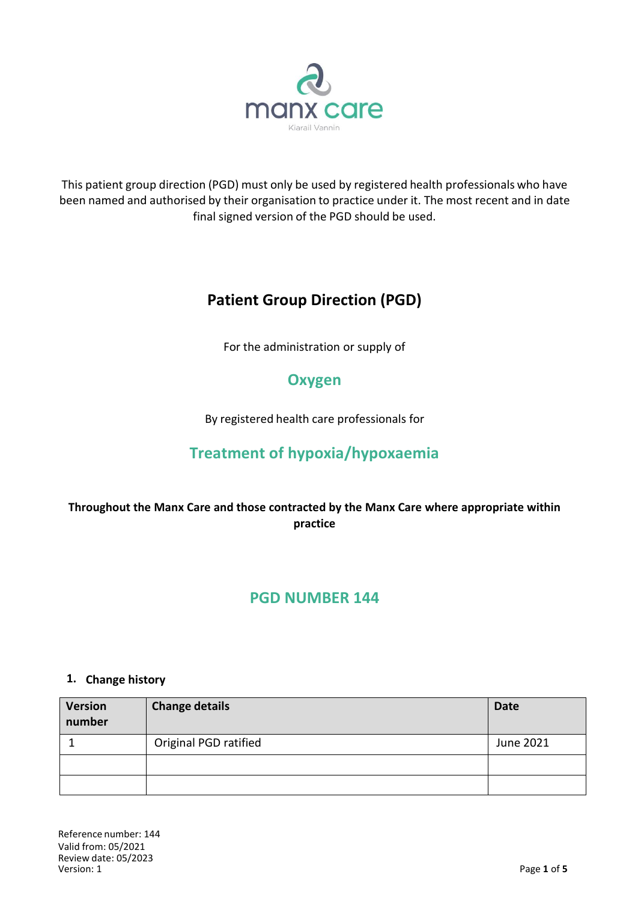This patient group direction (PGD) must only be used by registered health professionals who have been named and authorised by their organisation to practice under it. The most recent and in date final signed version of the PGD should be used.

# Patient Group Direction (PGD)

For the administration or supply of

## Oxygen

By registered health care professionals for

## Treatment of hypoxia/hypoxaemia

**Throughout the Manx Care and those contracted by the Manx Care where appropriate within practice**

## PGD NUMBER 144

### 1. Change history

| Version number | Change details | Date |
|---|---|---|
| 1 | Original PGD ratified | June 2021 |
| | | |
| | | |

Reference number: 144
Valid from: 05/2021
Review date: 05/2023
Version: 1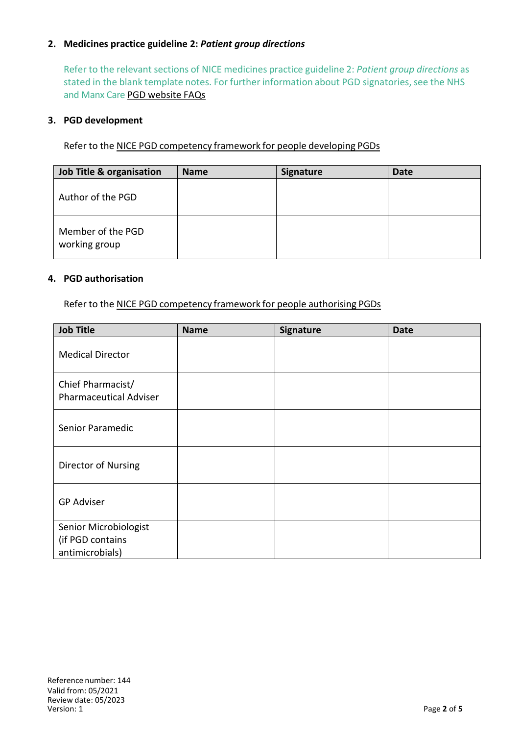## 2. Medicines practice guideline 2: *Patient group directions*

Refer to the relevant sections of NICE medicines practice guideline 2: *Patient group directions* as stated in the blank template notes. For further information about PGD signatories, see the NHS and Manx Care PGD website FAQs

## 3. PGD development

Refer to the NICE PGD competency framework for people developing PGDs

| Job Title & organisation | Name | Signature | Date |
|---|---|---|---|
| Author of the PGD | | | |
| Member of the PGD working group | | | |

## 4. PGD authorisation

Refer to the NICE PGD competency framework for people authorising PGDs

| Job Title | Name | Signature | Date |
|---|---|---|---|
| Medical Director | | | |
| Chief Pharmacist/ Pharmaceutical Adviser | | | |
| Senior Paramedic | | | |
| Director of Nursing | | | |
| GP Adviser | | | |
| Senior Microbiologist (if PGD contains antimicrobials) | | | |

Reference number: 144
Valid from: 05/2021
Review date: 05/2023
Version: 1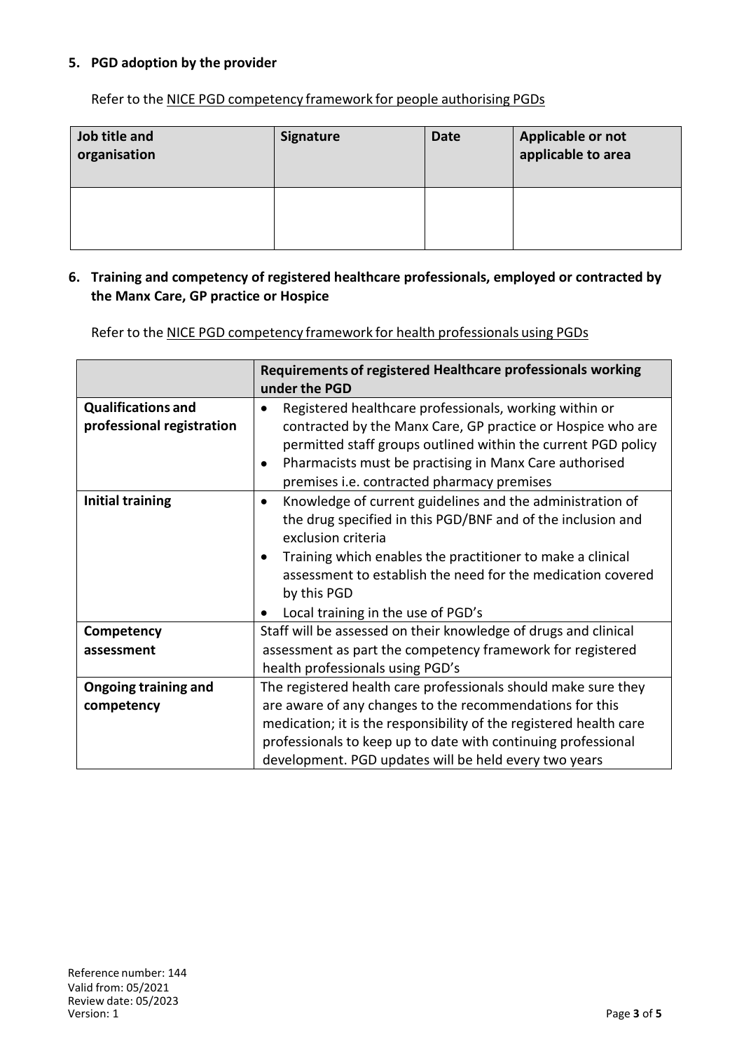## 5. PGD adoption by the provider

Refer to the NICE PGD competency framework for people authorising PGDs

| Job title and organisation | Signature | Date | Applicable or not applicable to area |
|---|---|---|---|
| | | | |

## 6. Training and competency of registered healthcare professionals, employed or contracted by the Manx Care, GP practice or Hospice

Refer to the NICE PGD competency framework for health professionals using PGDs

| | Requirements of registered Healthcare professionals working under the PGD |
|---|---|
| **Qualifications and professional registration** | • Registered healthcare professionals, working within or contracted by the Manx Care, GP practice or Hospice who are permitted staff groups outlined within the current PGD policy<br>• Pharmacists must be practising in Manx Care authorised premises i.e. contracted pharmacy premises |
| **Initial training** | • Knowledge of current guidelines and the administration of the drug specified in this PGD/BNF and of the inclusion and exclusion criteria<br>• Training which enables the practitioner to make a clinical assessment to establish the need for the medication covered by this PGD<br>• Local training in the use of PGD's |
| **Competency assessment** | Staff will be assessed on their knowledge of drugs and clinical assessment as part the competency framework for registered health professionals using PGD's |
| **Ongoing training and competency** | The registered health care professionals should make sure they are aware of any changes to the recommendations for this medication; it is the responsibility of the registered health care professionals to keep up to date with continuing professional development. PGD updates will be held every two years |

Reference number: 144
Valid from: 05/2021
Review date: 05/2023
Version: 1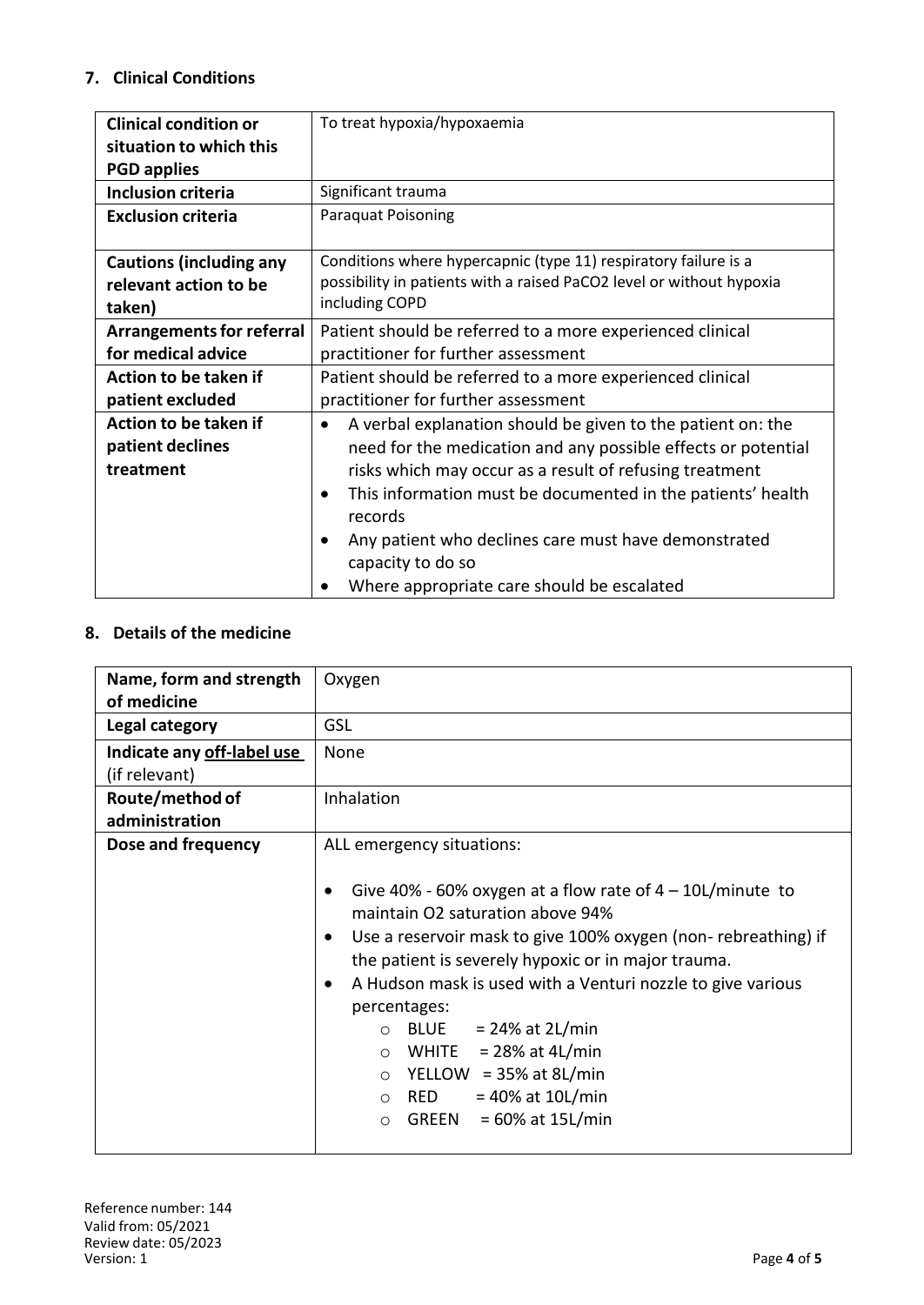## 7. Clinical Conditions

| | |
|---|---|
| **Clinical condition or situation to which this PGD applies** | To treat hypoxia/hypoxaemia |
| **Inclusion criteria** | Significant trauma |
| **Exclusion criteria** | Paraquat Poisoning |
| **Cautions (including any relevant action to be taken)** | Conditions where hypercapnic (type 11) respiratory failure is a possibility in patients with a raised $PaCO_2$ level or without hypoxia including COPD |
| **Arrangements for referral for medical advice** | Patient should be referred to a more experienced clinical practitioner for further assessment |
| **Action to be taken if patient excluded** | Patient should be referred to a more experienced clinical practitioner for further assessment |
| **Action to be taken if patient declines treatment** | • A verbal explanation should be given to the patient on: the need for the medication and any possible effects or potential risks which may occur as a result of refusing treatment<br>• This information must be documented in the patients' health records<br>• Any patient who declines care must have demonstrated capacity to do so<br>• Where appropriate care should be escalated |

## 8. Details of the medicine

| | |
|---|---|
| **Name, form and strength of medicine** | Oxygen |
| **Legal category** | GSL |
| **Indicate any off-label use (if relevant)** | None |
| **Route/method of administration** | Inhalation |
| **Dose and frequency** | ALL emergency situations:<br><br>• Give 40% - 60% oxygen at a flow rate of 4 – 10L/minute to maintain $O_2$ saturation above 94%<br>• Use a reservoir mask to give 100% oxygen (non- rebreathing) if the patient is severely hypoxic or in major trauma.<br>• A Hudson mask is used with a Venturi nozzle to give various percentages:<br>  ○ BLUE = 24% at 2L/min<br>  ○ WHITE = 28% at 4L/min<br>  ○ YELLOW = 35% at 8L/min<br>  ○ RED = 40% at 10L/min<br>  ○ GREEN = 60% at 15L/min |

Reference number: 144
Valid from: 05/2021
Review date: 05/2023
Version: 1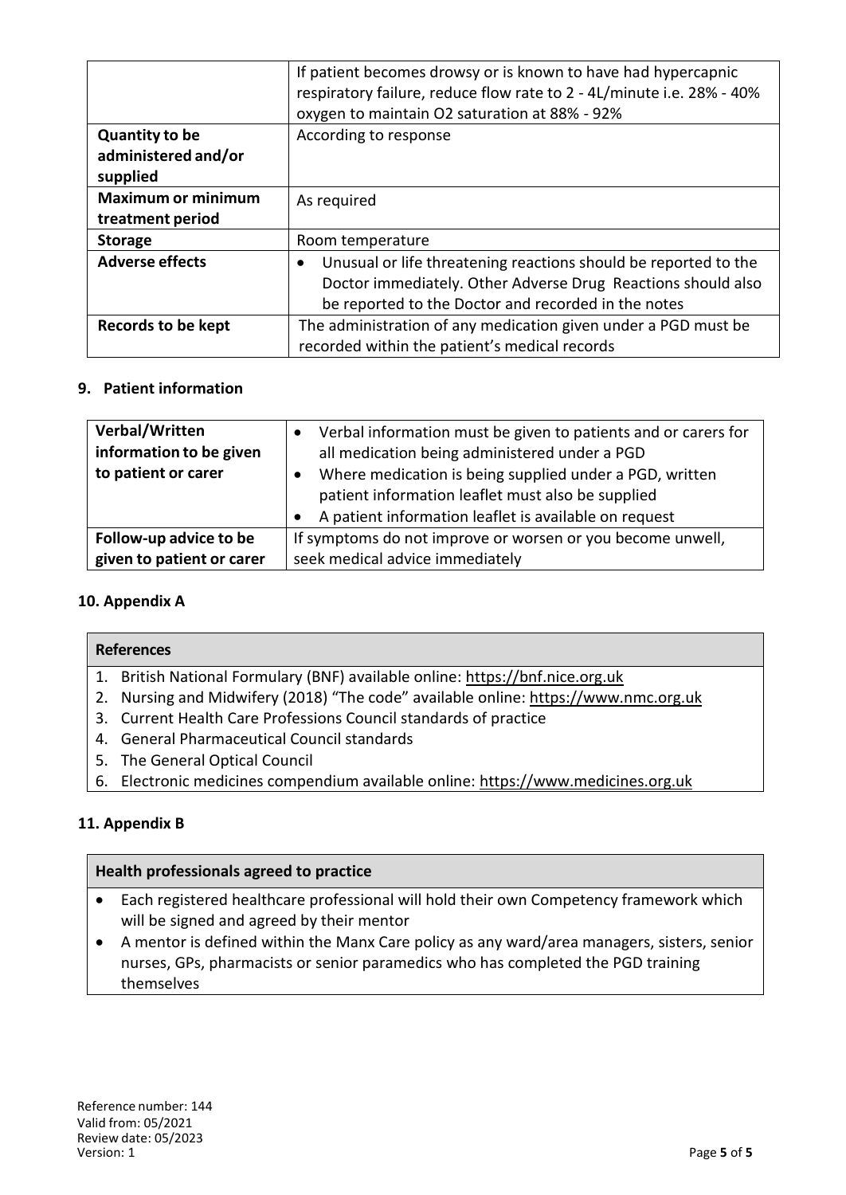| | |
|---|---|
| | If patient becomes drowsy or is known to have had hypercapnic respiratory failure, reduce flow rate to 2 - 4L/minute i.e. 28% - 40% oxygen to maintain O2 saturation at 88% - 92% |
| **Quantity to be administered and/or supplied** | According to response |
| **Maximum or minimum treatment period** | As required |
| **Storage** | Room temperature |
| **Adverse effects** | • Unusual or life threatening reactions should be reported to the Doctor immediately. Other Adverse Drug Reactions should also be reported to the Doctor and recorded in the notes |
| **Records to be kept** | The administration of any medication given under a PGD must be recorded within the patient's medical records |

## 9. Patient information

| | |
|---|---|
| **Verbal/Written information to be given to patient or carer** | • Verbal information must be given to patients and or carers for all medication being administered under a PGD<br>• Where medication is being supplied under a PGD, written patient information leaflet must also be supplied<br>• A patient information leaflet is available on request |
| **Follow-up advice to be given to patient or carer** | If symptoms do not improve or worsen or you become unwell, seek medical advice immediately |

## 10. Appendix A

**References**

1. British National Formulary (BNF) available online: https://bnf.nice.org.uk
2. Nursing and Midwifery (2018) "The code" available online: https://www.nmc.org.uk
3. Current Health Care Professions Council standards of practice
4. General Pharmaceutical Council standards
5. The General Optical Council
6. Electronic medicines compendium available online: https://www.medicines.org.uk

## 11. Appendix B

**Health professionals agreed to practice**

- Each registered healthcare professional will hold their own Competency framework which will be signed and agreed by their mentor
- A mentor is defined within the Manx Care policy as any ward/area managers, sisters, senior nurses, GPs, pharmacists or senior paramedics who has completed the PGD training themselves

Reference number: 144
Valid from: 05/2021
Review date: 05/2023
Version: 1